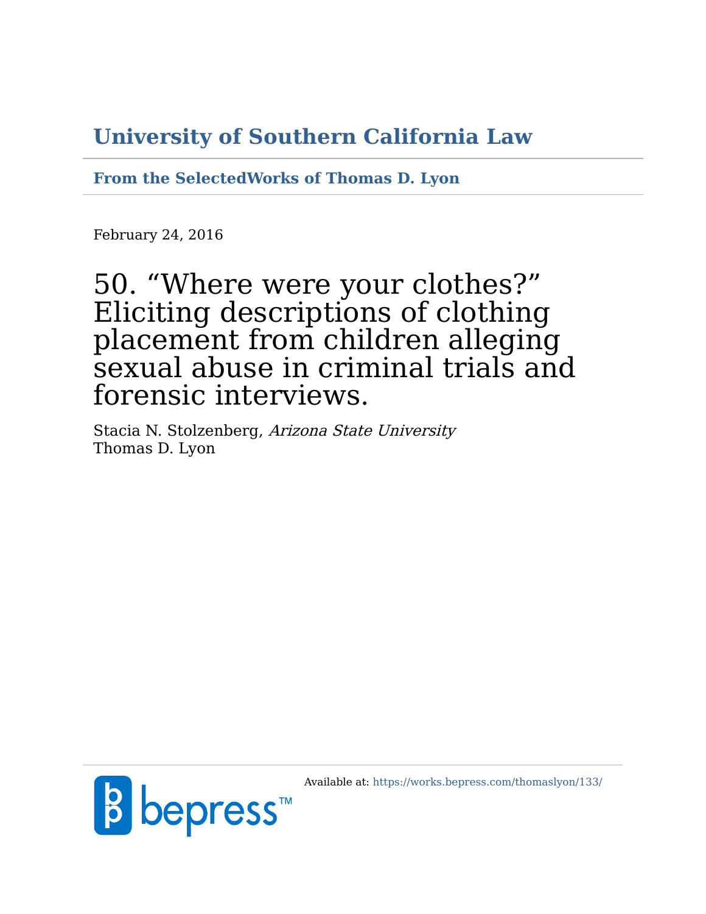# University of Southern California Law

**From the SelectedWorks of Thomas D. Lyon**

February 24, 2016

# 50. “Where were your clothes?” Eliciting descriptions of clothing placement from children alleging sexual abuse in criminal trials and forensic interviews.

Stacia N. Stolzenberg, *Arizona State University*
Thomas D. Lyon

Available at: https://works.bepress.com/thomaslyon/133/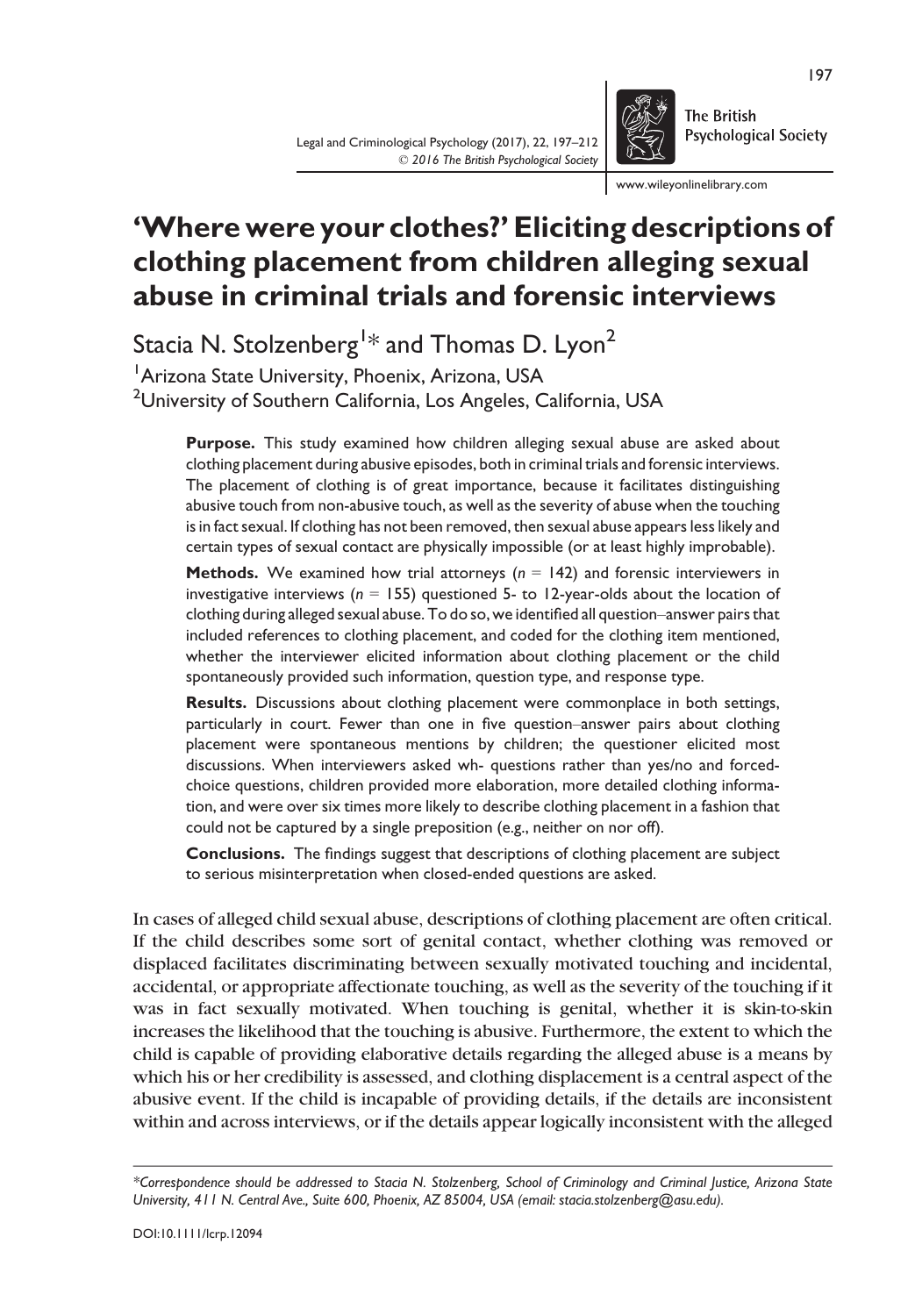# 'Where were your clothes?' Eliciting descriptions of clothing placement from children alleging sexual abuse in criminal trials and forensic interviews

Stacia N. Stolzenberg[1]* and Thomas D. Lyon[2]

[1]Arizona State University, Phoenix, Arizona, USA

[2]University of Southern California, Los Angeles, California, USA

**Purpose.** This study examined how children alleging sexual abuse are asked about clothing placement during abusive episodes, both in criminal trials and forensic interviews. The placement of clothing is of great importance, because it facilitates distinguishing abusive touch from non-abusive touch, as well as the severity of abuse when the touching is in fact sexual. If clothing has not been removed, then sexual abuse appears less likely and certain types of sexual contact are physically impossible (or at least highly improbable).

**Methods.** We examined how trial attorneys ($n$ = 142) and forensic interviewers in investigative interviews ($n$ = 155) questioned 5- to 12-year-olds about the location of clothing during alleged sexual abuse. To do so, we identified all question–answer pairs that included references to clothing placement, and coded for the clothing item mentioned, whether the interviewer elicited information about clothing placement or the child spontaneously provided such information, question type, and response type.

**Results.** Discussions about clothing placement were commonplace in both settings, particularly in court. Fewer than one in five question–answer pairs about clothing placement were spontaneous mentions by children; the questioner elicited most discussions. When interviewers asked wh- questions rather than yes/no and forced-choice questions, children provided more elaboration, more detailed clothing information, and were over six times more likely to describe clothing placement in a fashion that could not be captured by a single preposition (e.g., neither on nor off).

**Conclusions.** The findings suggest that descriptions of clothing placement are subject to serious misinterpretation when closed-ended questions are asked.

In cases of alleged child sexual abuse, descriptions of clothing placement are often critical. If the child describes some sort of genital contact, whether clothing was removed or displaced facilitates discriminating between sexually motivated touching and incidental, accidental, or appropriate affectionate touching, as well as the severity of the touching if it was in fact sexually motivated. When touching is genital, whether it is skin-to-skin increases the likelihood that the touching is abusive. Furthermore, the extent to which the child is capable of providing elaborative details regarding the alleged abuse is a means by which his or her credibility is assessed, and clothing displacement is a central aspect of the abusive event. If the child is incapable of providing details, if the details are inconsistent within and across interviews, or if the details appear logically inconsistent with the alleged

*Correspondence should be addressed to Stacia N. Stolzenberg, School of Criminology and Criminal Justice, Arizona State University, 411 N. Central Ave., Suite 600, Phoenix, AZ 85004, USA (email: stacia.stolzenberg@asu.edu).*

DOI:10.1111/lcrp.12094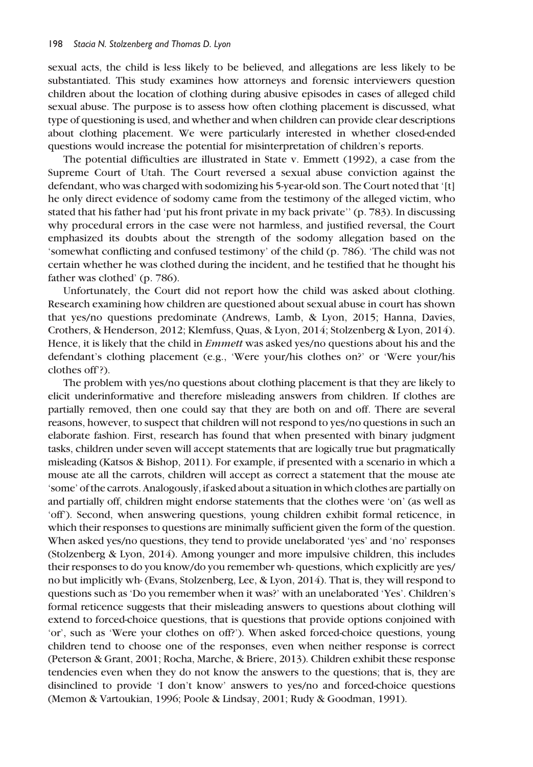sexual acts, the child is less likely to be believed, and allegations are less likely to be substantiated. This study examines how attorneys and forensic interviewers question children about the location of clothing during abusive episodes in cases of alleged child sexual abuse. The purpose is to assess how often clothing placement is discussed, what type of questioning is used, and whether and when children can provide clear descriptions about clothing placement. We were particularly interested in whether closed-ended questions would increase the potential for misinterpretation of children's reports.

The potential difficulties are illustrated in State v. Emmett (1992), a case from the Supreme Court of Utah. The Court reversed a sexual abuse conviction against the defendant, who was charged with sodomizing his 5-year-old son. The Court noted that '[t]he only direct evidence of sodomy came from the testimony of the alleged victim, who stated that his father had 'put his front private in my back private'' (p. 783). In discussing why procedural errors in the case were not harmless, and justified reversal, the Court emphasized its doubts about the strength of the sodomy allegation based on the 'somewhat conflicting and confused testimony' of the child (p. 786). 'The child was not certain whether he was clothed during the incident, and he testified that he thought his father was clothed' (p. 786).

Unfortunately, the Court did not report how the child was asked about clothing. Research examining how children are questioned about sexual abuse in court has shown that yes/no questions predominate (Andrews, Lamb, & Lyon, 2015; Hanna, Davies, Crothers, & Henderson, 2012; Klemfuss, Quas, & Lyon, 2014; Stolzenberg & Lyon, 2014). Hence, it is likely that the child in *Emmett* was asked yes/no questions about his and the defendant's clothing placement (e.g., 'Were your/his clothes on?' or 'Were your/his clothes off'?).

The problem with yes/no questions about clothing placement is that they are likely to elicit underinformative and therefore misleading answers from children. If clothes are partially removed, then one could say that they are both on and off. There are several reasons, however, to suspect that children will not respond to yes/no questions in such an elaborate fashion. First, research has found that when presented with binary judgment tasks, children under seven will accept statements that are logically true but pragmatically misleading (Katsos & Bishop, 2011). For example, if presented with a scenario in which a mouse ate all the carrots, children will accept as correct a statement that the mouse ate 'some' of the carrots. Analogously, if asked about a situation in which clothes are partially on and partially off, children might endorse statements that the clothes were 'on' (as well as 'off'). Second, when answering questions, young children exhibit formal reticence, in which their responses to questions are minimally sufficient given the form of the question. When asked yes/no questions, they tend to provide unelaborated 'yes' and 'no' responses (Stolzenberg & Lyon, 2014). Among younger and more impulsive children, this includes their responses to do you know/do you remember wh- questions, which explicitly are yes/no but implicitly wh- (Evans, Stolzenberg, Lee, & Lyon, 2014). That is, they will respond to questions such as 'Do you remember when it was?' with an unelaborated 'Yes'. Children's formal reticence suggests that their misleading answers to questions about clothing will extend to forced-choice questions, that is questions that provide options conjoined with 'or', such as 'Were your clothes on off?'). When asked forced-choice questions, young children tend to choose one of the responses, even when neither response is correct (Peterson & Grant, 2001; Rocha, Marche, & Briere, 2013). Children exhibit these response tendencies even when they do not know the answers to the questions; that is, they are disinclined to provide 'I don't know' answers to yes/no and forced-choice questions (Memon & Vartoukian, 1996; Poole & Lindsay, 2001; Rudy & Goodman, 1991).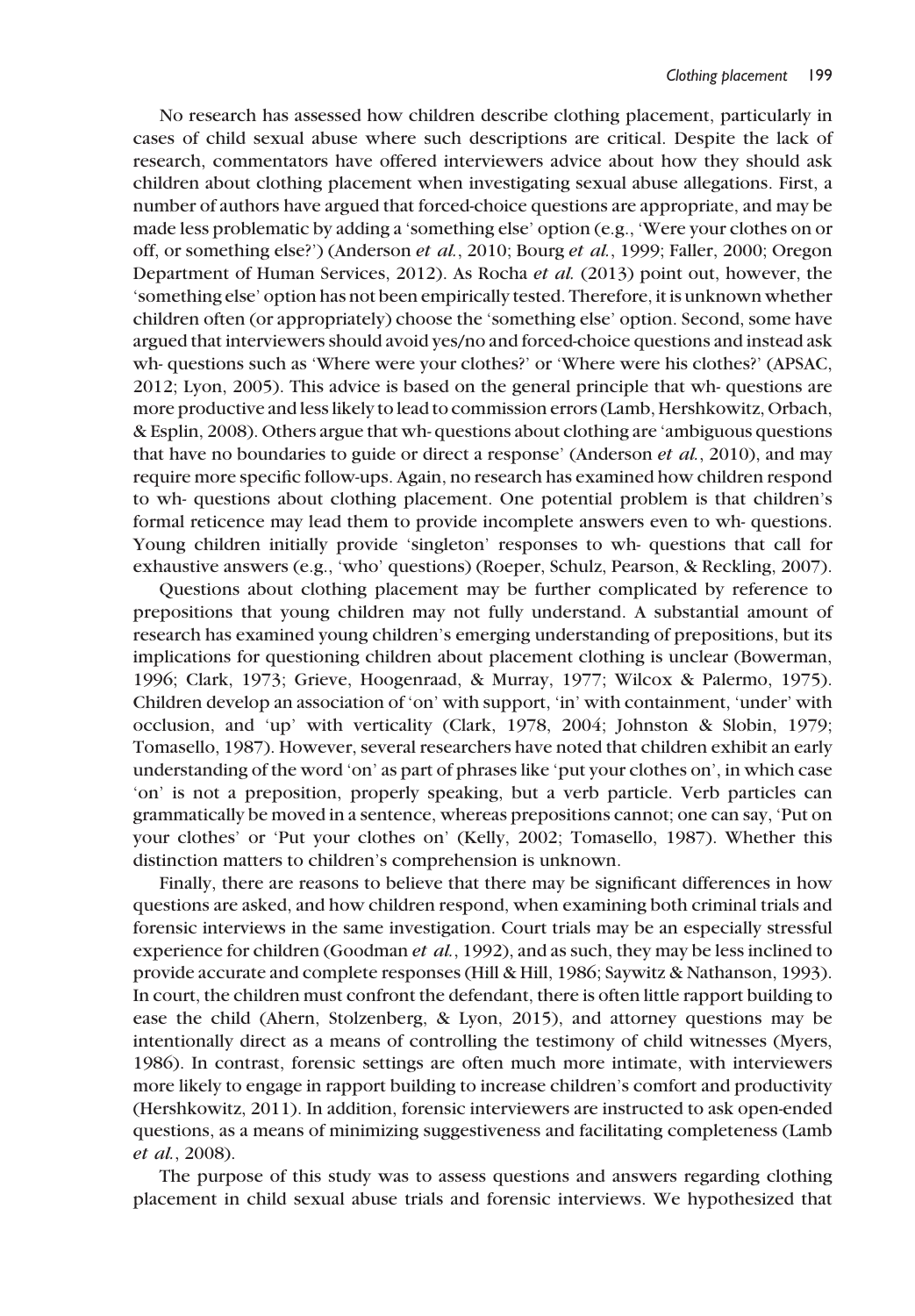No research has assessed how children describe clothing placement, particularly in cases of child sexual abuse where such descriptions are critical. Despite the lack of research, commentators have offered interviewers advice about how they should ask children about clothing placement when investigating sexual abuse allegations. First, a number of authors have argued that forced-choice questions are appropriate, and may be made less problematic by adding a 'something else' option (e.g., 'Were your clothes on or off, or something else?') (Anderson *et al.*, 2010; Bourg *et al.*, 1999; Faller, 2000; Oregon Department of Human Services, 2012). As Rocha *et al.* (2013) point out, however, the 'something else' option has not been empirically tested. Therefore, it is unknown whether children often (or appropriately) choose the 'something else' option. Second, some have argued that interviewers should avoid yes/no and forced-choice questions and instead ask wh- questions such as 'Where were your clothes?' or 'Where were his clothes?' (APSAC, 2012; Lyon, 2005). This advice is based on the general principle that wh- questions are more productive and less likely to lead to commission errors (Lamb, Hershkowitz, Orbach, & Esplin, 2008). Others argue that wh- questions about clothing are 'ambiguous questions that have no boundaries to guide or direct a response' (Anderson *et al.*, 2010), and may require more specific follow-ups. Again, no research has examined how children respond to wh- questions about clothing placement. One potential problem is that children's formal reticence may lead them to provide incomplete answers even to wh- questions. Young children initially provide 'singleton' responses to wh- questions that call for exhaustive answers (e.g., 'who' questions) (Roeper, Schulz, Pearson, & Reckling, 2007).

Questions about clothing placement may be further complicated by reference to prepositions that young children may not fully understand. A substantial amount of research has examined young children's emerging understanding of prepositions, but its implications for questioning children about placement clothing is unclear (Bowerman, 1996; Clark, 1973; Grieve, Hoogenraad, & Murray, 1977; Wilcox & Palermo, 1975). Children develop an association of 'on' with support, 'in' with containment, 'under' with occlusion, and 'up' with verticality (Clark, 1978, 2004; Johnston & Slobin, 1979; Tomasello, 1987). However, several researchers have noted that children exhibit an early understanding of the word 'on' as part of phrases like 'put your clothes on', in which case 'on' is not a preposition, properly speaking, but a verb particle. Verb particles can grammatically be moved in a sentence, whereas prepositions cannot; one can say, 'Put on your clothes' or 'Put your clothes on' (Kelly, 2002; Tomasello, 1987). Whether this distinction matters to children's comprehension is unknown.

Finally, there are reasons to believe that there may be significant differences in how questions are asked, and how children respond, when examining both criminal trials and forensic interviews in the same investigation. Court trials may be an especially stressful experience for children (Goodman *et al.*, 1992), and as such, they may be less inclined to provide accurate and complete responses (Hill & Hill, 1986; Saywitz & Nathanson, 1993). In court, the children must confront the defendant, there is often little rapport building to ease the child (Ahern, Stolzenberg, & Lyon, 2015), and attorney questions may be intentionally direct as a means of controlling the testimony of child witnesses (Myers, 1986). In contrast, forensic settings are often much more intimate, with interviewers more likely to engage in rapport building to increase children's comfort and productivity (Hershkowitz, 2011). In addition, forensic interviewers are instructed to ask open-ended questions, as a means of minimizing suggestiveness and facilitating completeness (Lamb *et al.*, 2008).

The purpose of this study was to assess questions and answers regarding clothing placement in child sexual abuse trials and forensic interviews. We hypothesized that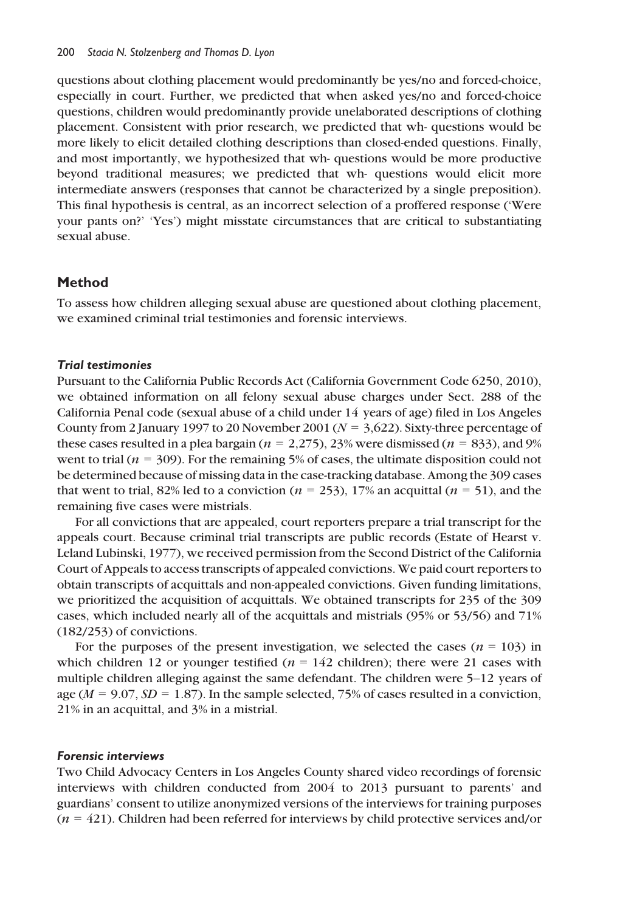questions about clothing placement would predominantly be yes/no and forced-choice, especially in court. Further, we predicted that when asked yes/no and forced-choice questions, children would predominantly provide unelaborated descriptions of clothing placement. Consistent with prior research, we predicted that wh- questions would be more likely to elicit detailed clothing descriptions than closed-ended questions. Finally, and most importantly, we hypothesized that wh- questions would be more productive beyond traditional measures; we predicted that wh- questions would elicit more intermediate answers (responses that cannot be characterized by a single preposition). This final hypothesis is central, as an incorrect selection of a proffered response ('Were your pants on?' 'Yes') might misstate circumstances that are critical to substantiating sexual abuse.

## Method

To assess how children alleging sexual abuse are questioned about clothing placement, we examined criminal trial testimonies and forensic interviews.

### *Trial testimonies*

Pursuant to the California Public Records Act (California Government Code 6250, 2010), we obtained information on all felony sexual abuse charges under Sect. 288 of the California Penal code (sexual abuse of a child under 14 years of age) filed in Los Angeles County from 2 January 1997 to 20 November 2001 ($N = 3{,}622$). Sixty-three percentage of these cases resulted in a plea bargain ($n = 2{,}275$), 23% were dismissed ($n = 833$), and 9% went to trial ($n = 309$). For the remaining 5% of cases, the ultimate disposition could not be determined because of missing data in the case-tracking database. Among the 309 cases that went to trial, 82% led to a conviction ($n = 253$), 17% an acquittal ($n = 51$), and the remaining five cases were mistrials.

For all convictions that are appealed, court reporters prepare a trial transcript for the appeals court. Because criminal trial transcripts are public records (Estate of Hearst v. Leland Lubinski, 1977), we received permission from the Second District of the California Court of Appeals to access transcripts of appealed convictions. We paid court reporters to obtain transcripts of acquittals and non-appealed convictions. Given funding limitations, we prioritized the acquisition of acquittals. We obtained transcripts for 235 of the 309 cases, which included nearly all of the acquittals and mistrials (95% or 53/56) and 71% (182/253) of convictions.

For the purposes of the present investigation, we selected the cases ($n = 103$) in which children 12 or younger testified ($n = 142$ children); there were 21 cases with multiple children alleging against the same defendant. The children were 5–12 years of age ($M = 9.07$, $SD = 1.87$). In the sample selected, 75% of cases resulted in a conviction, 21% in an acquittal, and 3% in a mistrial.

### *Forensic interviews*

Two Child Advocacy Centers in Los Angeles County shared video recordings of forensic interviews with children conducted from 2004 to 2013 pursuant to parents' and guardians' consent to utilize anonymized versions of the interviews for training purposes ($n = 421$). Children had been referred for interviews by child protective services and/or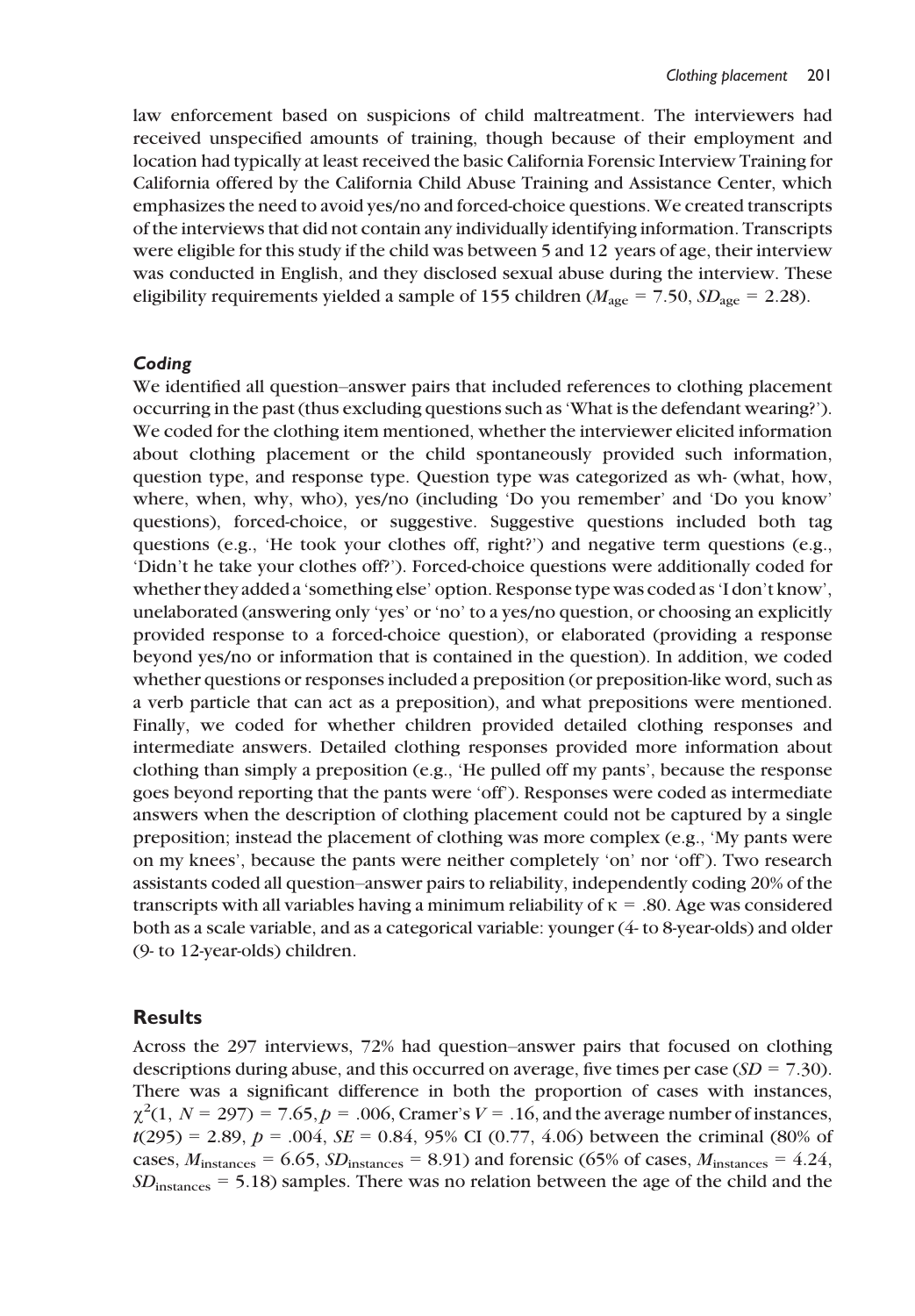law enforcement based on suspicions of child maltreatment. The interviewers had received unspecified amounts of training, though because of their employment and location had typically at least received the basic California Forensic Interview Training for California offered by the California Child Abuse Training and Assistance Center, which emphasizes the need to avoid yes/no and forced-choice questions. We created transcripts of the interviews that did not contain any individually identifying information. Transcripts were eligible for this study if the child was between 5 and 12 years of age, their interview was conducted in English, and they disclosed sexual abuse during the interview. These eligibility requirements yielded a sample of 155 children ($M_{\text{age}}$ = 7.50, $SD_{\text{age}}$ = 2.28).

### *Coding*

We identified all question–answer pairs that included references to clothing placement occurring in the past (thus excluding questions such as 'What is the defendant wearing?'). We coded for the clothing item mentioned, whether the interviewer elicited information about clothing placement or the child spontaneously provided such information, question type, and response type. Question type was categorized as wh- (what, how, where, when, why, who), yes/no (including 'Do you remember' and 'Do you know' questions), forced-choice, or suggestive. Suggestive questions included both tag questions (e.g., 'He took your clothes off, right?') and negative term questions (e.g., 'Didn't he take your clothes off?'). Forced-choice questions were additionally coded for whether they added a 'something else' option. Response type was coded as 'I don't know', unelaborated (answering only 'yes' or 'no' to a yes/no question, or choosing an explicitly provided response to a forced-choice question), or elaborated (providing a response beyond yes/no or information that is contained in the question). In addition, we coded whether questions or responses included a preposition (or preposition-like word, such as a verb particle that can act as a preposition), and what prepositions were mentioned. Finally, we coded for whether children provided detailed clothing responses and intermediate answers. Detailed clothing responses provided more information about clothing than simply a preposition (e.g., 'He pulled off my pants', because the response goes beyond reporting that the pants were 'off'). Responses were coded as intermediate answers when the description of clothing placement could not be captured by a single preposition; instead the placement of clothing was more complex (e.g., 'My pants were on my knees', because the pants were neither completely 'on' nor 'off'). Two research assistants coded all question–answer pairs to reliability, independently coding 20% of the transcripts with all variables having a minimum reliability of $\kappa$ = .80. Age was considered both as a scale variable, and as a categorical variable: younger (4- to 8-year-olds) and older (9- to 12-year-olds) children.

## Results

Across the 297 interviews, 72% had question–answer pairs that focused on clothing descriptions during abuse, and this occurred on average, five times per case ($SD$ = 7.30). There was a significant difference in both the proportion of cases with instances, $\chi^2(1, N = 297) = 7.65, p = .006$, Cramer's $V$ = .16, and the average number of instances, $t(295) = 2.89$, $p$ = .004, $SE$ = 0.84, 95% CI (0.77, 4.06) between the criminal (80% of cases, $M_{\text{instances}}$ = 6.65, $SD_{\text{instances}}$ = 8.91) and forensic (65% of cases, $M_{\text{instances}}$ = 4.24, $SD_{\text{instances}}$ = 5.18) samples. There was no relation between the age of the child and the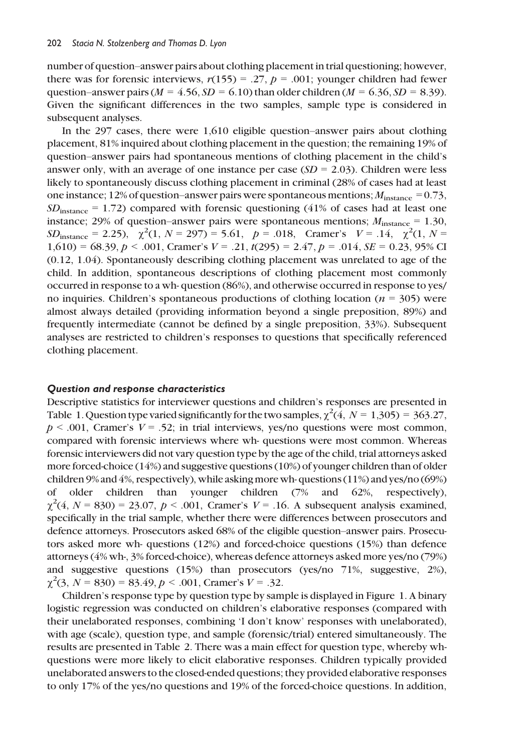number of question–answer pairs about clothing placement in trial questioning; however, there was for forensic interviews, $r(155) = .27$, $p = .001$; younger children had fewer question–answer pairs ($M = 4.56$, $SD = 6.10$) than older children ($M = 6.36$, $SD = 8.39$). Given the significant differences in the two samples, sample type is considered in subsequent analyses.

In the 297 cases, there were 1,610 eligible question–answer pairs about clothing placement, 81% inquired about clothing placement in the question; the remaining 19% of question–answer pairs had spontaneous mentions of clothing placement in the child's answer only, with an average of one instance per case ($SD = 2.03$). Children were less likely to spontaneously discuss clothing placement in criminal (28% of cases had at least one instance; 12% of question–answer pairs were spontaneous mentions; $M_{\text{instance}} = 0.73$, $SD_{\text{instance}} = 1.72$) compared with forensic questioning (41% of cases had at least one instance; 29% of question–answer pairs were spontaneous mentions; $M_{\text{instance}} = 1.30$, $SD_{\text{instance}} = 2.25$), $\chi^2(1, N = 297) = 5.61$, $p = .018$, Cramer's $V = .14$, $\chi^2(1, N = 1{,}610) = 68.39$, $p < .001$, Cramer's $V = .21$, $t(295) = 2.47$, $p = .014$, $SE = 0.23$, 95% CI (0.12, 1.04). Spontaneously describing clothing placement was unrelated to age of the child. In addition, spontaneous descriptions of clothing placement most commonly occurred in response to a wh- question (86%), and otherwise occurred in response to yes/no inquiries. Children's spontaneous productions of clothing location ($n = 305$) were almost always detailed (providing information beyond a single preposition, 89%) and frequently intermediate (cannot be defined by a single preposition, 33%). Subsequent analyses are restricted to children's responses to questions that specifically referenced clothing placement.

### *Question and response characteristics*

Descriptive statistics for interviewer questions and children's responses are presented in Table 1. Question type varied significantly for the two samples, $\chi^2(4, N = 1{,}305) = 363.27$, $p < .001$, Cramer's $V = .52$; in trial interviews, yes/no questions were most common, compared with forensic interviews where wh- questions were most common. Whereas forensic interviewers did not vary question type by the age of the child, trial attorneys asked more forced-choice (14%) and suggestive questions (10%) of younger children than of older children 9% and 4%, respectively), while asking more wh- questions (11%) and yes/no (69%) of older children than younger children (7% and 62%, respectively), $\chi^2(4, N = 830) = 23.07$, $p < .001$, Cramer's $V = .16$. A subsequent analysis examined, specifically in the trial sample, whether there were differences between prosecutors and defence attorneys. Prosecutors asked 68% of the eligible question–answer pairs. Prosecutors asked more wh- questions (12%) and forced-choice questions (15%) than defence attorneys (4% wh-, 3% forced-choice), whereas defence attorneys asked more yes/no (79%) and suggestive questions (15%) than prosecutors (yes/no 71%, suggestive, 2%), $\chi^2(3, N = 830) = 83.49$, $p < .001$, Cramer's $V = .32$.

Children's response type by question type by sample is displayed in Figure 1. A binary logistic regression was conducted on children's elaborative responses (compared with their unelaborated responses, combining 'I don't know' responses with unelaborated), with age (scale), question type, and sample (forensic/trial) entered simultaneously. The results are presented in Table 2. There was a main effect for question type, whereby wh- questions were more likely to elicit elaborative responses. Children typically provided unelaborated answers to the closed-ended questions; they provided elaborative responses to only 17% of the yes/no questions and 19% of the forced-choice questions. In addition,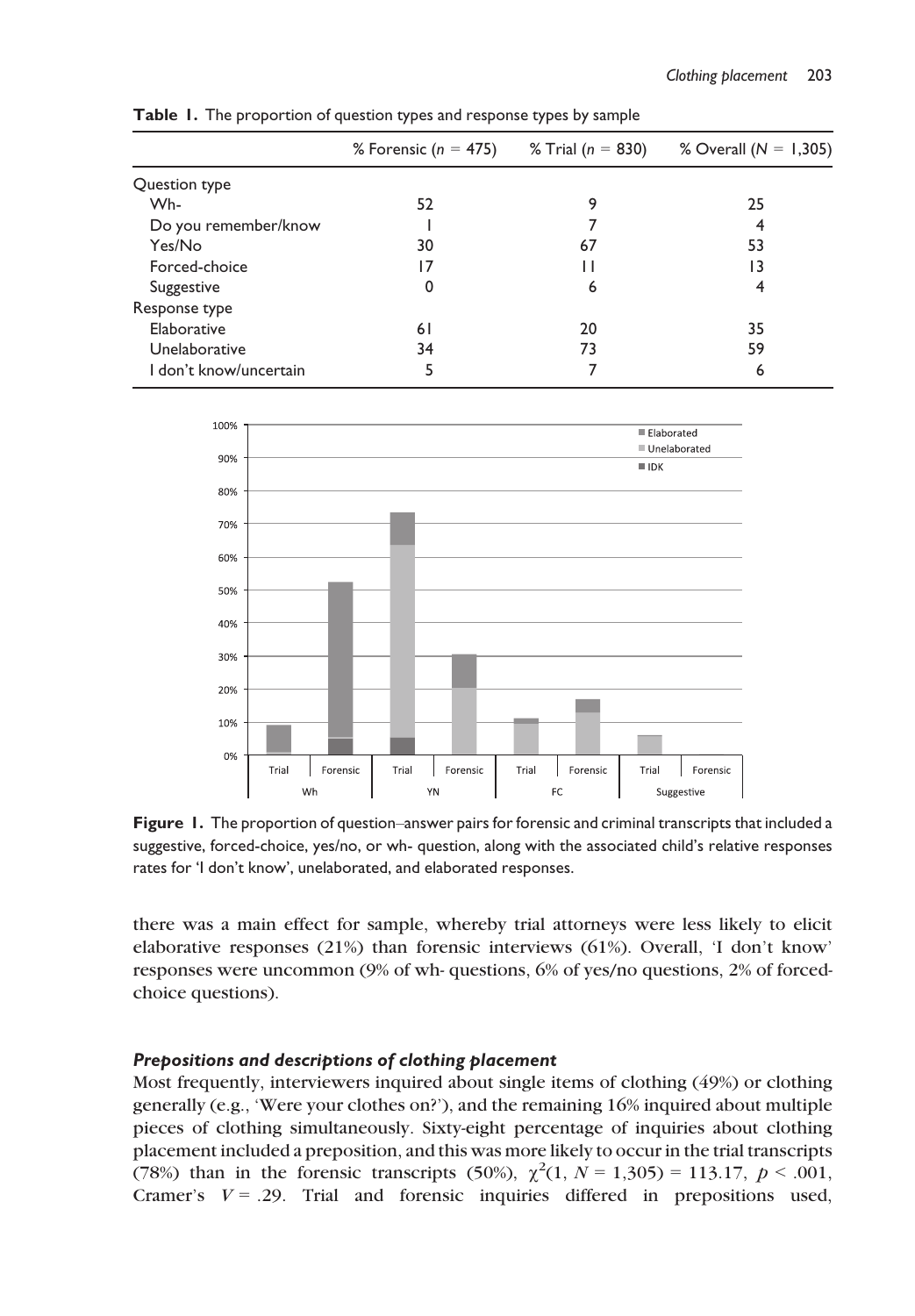**Table 1.** The proportion of question types and response types by sample

| | % Forensic ($n$ = 475) | % Trial ($n$ = 830) | % Overall ($N$ = 1,305) |
|---|---|---|---|
| Question type | | | |
| Wh- | 52 | 9 | 25 |
| Do you remember/know | 1 | 7 | 4 |
| Yes/No | 30 | 67 | 53 |
| Forced-choice | 17 | 11 | 13 |
| Suggestive | 0 | 6 | 4 |
| Response type | | | |
| Elaborative | 61 | 20 | 35 |
| Unelaborative | 34 | 73 | 59 |
| I don't know/uncertain | 5 | 7 | 6 |

**Figure 1.** The proportion of question–answer pairs for forensic and criminal transcripts that included a suggestive, forced-choice, yes/no, or wh- question, along with the associated child's relative responses rates for 'I don't know', unelaborated, and elaborated responses.

there was a main effect for sample, whereby trial attorneys were less likely to elicit elaborative responses (21%) than forensic interviews (61%). Overall, 'I don't know' responses were uncommon (9% of wh- questions, 6% of yes/no questions, 2% of forced-choice questions).

### *Prepositions and descriptions of clothing placement*

Most frequently, interviewers inquired about single items of clothing (49%) or clothing generally (e.g., 'Were your clothes on?'), and the remaining 16% inquired about multiple pieces of clothing simultaneously. Sixty-eight percentage of inquiries about clothing placement included a preposition, and this was more likely to occur in the trial transcripts (78%) than in the forensic transcripts (50%), $\chi^2(1, N = 1{,}305) = 113.17$, $p < .001$, Cramer's $V = .29$. Trial and forensic inquiries differed in prepositions used,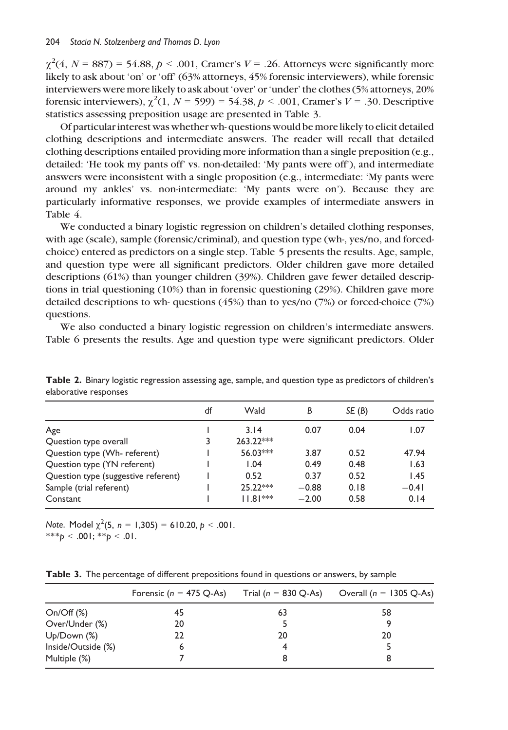$\chi^2(4, N = 887) = 54.88$, $p < .001$, Cramer's $V = .26$. Attorneys were significantly more likely to ask about 'on' or 'off' (63% attorneys, 45% forensic interviewers), while forensic interviewers were more likely to ask about 'over' or 'under' the clothes (5% attorneys, 20% forensic interviewers), $\chi^2(1, N = 599) = 54.38$, $p < .001$, Cramer's $V = .30$. Descriptive statistics assessing preposition usage are presented in Table 3.

Of particular interest was whether wh- questions would be more likely to elicit detailed clothing descriptions and intermediate answers. The reader will recall that detailed clothing descriptions entailed providing more information than a single preposition (e.g., detailed: 'He took my pants off' vs. non-detailed: 'My pants were off'), and intermediate answers were inconsistent with a single proposition (e.g., intermediate: 'My pants were around my ankles' vs. non-intermediate: 'My pants were on'). Because they are particularly informative responses, we provide examples of intermediate answers in Table 4.

We conducted a binary logistic regression on children's detailed clothing responses, with age (scale), sample (forensic/criminal), and question type (wh-, yes/no, and forced-choice) entered as predictors on a single step. Table 5 presents the results. Age, sample, and question type were all significant predictors. Older children gave more detailed descriptions (61%) than younger children (39%). Children gave fewer detailed descriptions in trial questioning (10%) than in forensic questioning (29%). Children gave more detailed descriptions to wh- questions (45%) than to yes/no (7%) or forced-choice (7%) questions.

We also conducted a binary logistic regression on children's intermediate answers. Table 6 presents the results. Age and question type were significant predictors. Older

**Table 2.** Binary logistic regression assessing age, sample, and question type as predictors of children's elaborative responses

| | df | Wald | B | SE (B) | Odds ratio |
|---|---|---|---|---|---|
| Age | 1 | 3.14 | 0.07 | 0.04 | 1.07 |
| Question type overall | 3 | 263.22*** | | | |
| Question type (Wh- referent) | 1 | 56.03*** | 3.87 | 0.52 | 47.94 |
| Question type (YN referent) | 1 | 1.04 | 0.49 | 0.48 | 1.63 |
| Question type (suggestive referent) | 1 | 0.52 | 0.37 | 0.52 | 1.45 |
| Sample (trial referent) | 1 | 25.22*** | −0.88 | 0.18 | −0.41 |
| Constant | 1 | 11.81*** | −2.00 | 0.58 | 0.14 |

*Note*. Model $\chi^2(5, n = 1{,}305) = 610.20$, $p < .001$.
***$p < .001$; **$p < .01$.

**Table 3.** The percentage of different prepositions found in questions or answers, by sample

| | Forensic ($n$ = 475 Q-As) | Trial ($n$ = 830 Q-As) | Overall ($n$ = 1305 Q-As) |
|---|---|---|---|
| On/Off (%) | 45 | 63 | 58 |
| Over/Under (%) | 20 | 5 | 9 |
| Up/Down (%) | 22 | 20 | 20 |
| Inside/Outside (%) | 6 | 4 | 5 |
| Multiple (%) | 7 | 8 | 8 |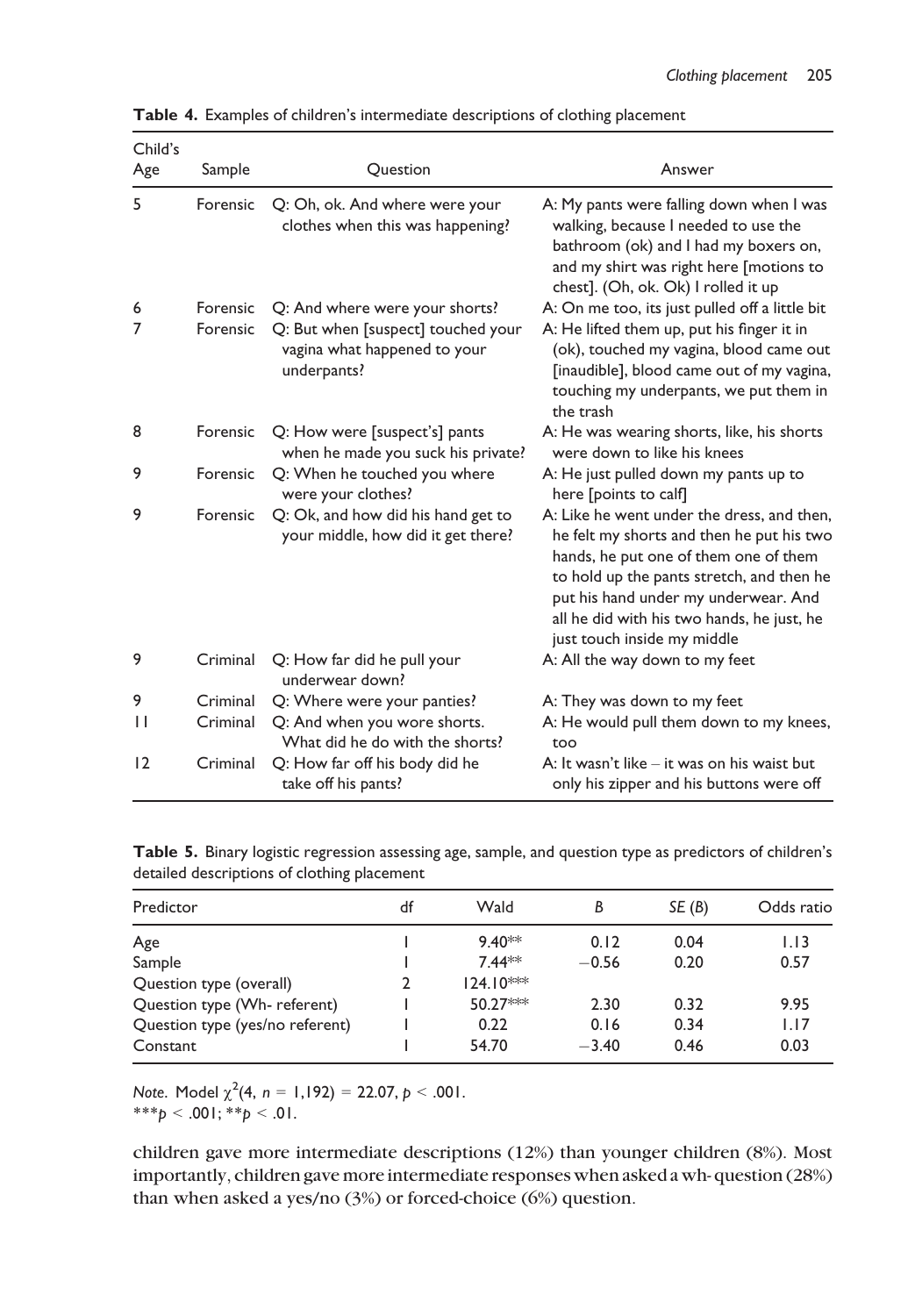**Table 4.** Examples of children's intermediate descriptions of clothing placement

| Child's Age | Sample | Question | Answer |
|---|---|---|---|
| 5 | Forensic | Q: Oh, ok. And where were your clothes when this was happening? | A: My pants were falling down when I was walking, because I needed to use the bathroom (ok) and I had my boxers on, and my shirt was right here [motions to chest]. (Oh, ok. Ok) I rolled it up |
| 6 | Forensic | Q: And where were your shorts? | A: On me too, its just pulled off a little bit |
| 7 | Forensic | Q: But when [suspect] touched your vagina what happened to your underpants? | A: He lifted them up, put his finger it in (ok), touched my vagina, blood came out [inaudible], blood came out of my vagina, touching my underpants, we put them in the trash |
| 8 | Forensic | Q: How were [suspect's] pants when he made you suck his private? | A: He was wearing shorts, like, his shorts were down to like his knees |
| 9 | Forensic | Q: When he touched you where were your clothes? | A: He just pulled down my pants up to here [points to calf] |
| 9 | Forensic | Q: Ok, and how did his hand get to your middle, how did it get there? | A: Like he went under the dress, and then, he felt my shorts and then he put his two hands, he put one of them one of them to hold up the pants stretch, and then he put his hand under my underwear. And all he did with his two hands, he just, he just touch inside my middle |
| 9 | Criminal | Q: How far did he pull your underwear down? | A: All the way down to my feet |
| 9 | Criminal | Q: Where were your panties? | A: They was down to my feet |
| 11 | Criminal | Q: And when you wore shorts. What did he do with the shorts? | A: He would pull them down to my knees, too |
| 12 | Criminal | Q: How far off his body did he take off his pants? | A: It wasn't like – it was on his waist but only his zipper and his buttons were off |

**Table 5.** Binary logistic regression assessing age, sample, and question type as predictors of children's detailed descriptions of clothing placement

| Predictor | df | Wald | *B* | *SE* (*B*) | Odds ratio |
|---|---|---|---|---|---|
| Age | 1 | 9.40** | 0.12 | 0.04 | 1.13 |
| Sample | 1 | 7.44** | −0.56 | 0.20 | 0.57 |
| Question type (overall) | 2 | 124.10*** | | | |
| Question type (Wh- referent) | 1 | 50.27*** | 2.30 | 0.32 | 9.95 |
| Question type (yes/no referent) | 1 | 0.22 | 0.16 | 0.34 | 1.17 |
| Constant | 1 | 54.70 | −3.40 | 0.46 | 0.03 |

*Note.* Model $\chi^2(4, n = 1{,}192) = 22.07$, $p < .001$.
***$p < .001$; **$p < .01$.

children gave more intermediate descriptions (12%) than younger children (8%). Most importantly, children gave more intermediate responses when asked a wh- question (28%) than when asked a yes/no (3%) or forced-choice (6%) question.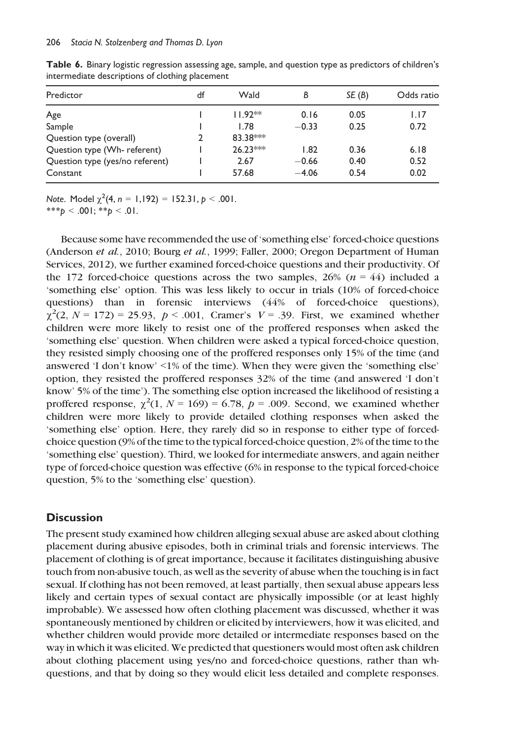**Table 6.** Binary logistic regression assessing age, sample, and question type as predictors of children's intermediate descriptions of clothing placement

| Predictor | df | Wald | B | SE (B) | Odds ratio |
|---|---|---|---|---|---|
| Age | 1 | 11.92** | 0.16 | 0.05 | 1.17 |
| Sample | 1 | 1.78 | −0.33 | 0.25 | 0.72 |
| Question type (overall) | 2 | 83.38*** | | | |
| Question type (Wh- referent) | 1 | 26.23*** | 1.82 | 0.36 | 6.18 |
| Question type (yes/no referent) | 1 | 2.67 | −0.66 | 0.40 | 0.52 |
| Constant | 1 | 57.68 | −4.06 | 0.54 | 0.02 |

*Note*. Model $\chi^2(4, n = 1{,}192) = 152.31$, $p < .001$.
***$p < .001$; **$p < .01$.

Because some have recommended the use of 'something else' forced-choice questions (Anderson *et al.*, 2010; Bourg *et al.*, 1999; Faller, 2000; Oregon Department of Human Services, 2012), we further examined forced-choice questions and their productivity. Of the 172 forced-choice questions across the two samples, 26% ($n = 44$) included a 'something else' option. This was less likely to occur in trials (10% of forced-choice questions) than in forensic interviews (44% of forced-choice questions), $\chi^2(2, N = 172) = 25.93$, $p < .001$, Cramer's $V = .39$. First, we examined whether children were more likely to resist one of the proffered responses when asked the 'something else' question. When children were asked a typical forced-choice question, they resisted simply choosing one of the proffered responses only 15% of the time (and answered 'I don't know' <1% of the time). When they were given the 'something else' option, they resisted the proffered responses 32% of the time (and answered 'I don't know' 5% of the time'). The something else option increased the likelihood of resisting a proffered response, $\chi^2(1, N = 169) = 6.78$, $p = .009$. Second, we examined whether children were more likely to provide detailed clothing responses when asked the 'something else' option. Here, they rarely did so in response to either type of forced-choice question (9% of the time to the typical forced-choice question, 2% of the time to the 'something else' question). Third, we looked for intermediate answers, and again neither type of forced-choice question was effective (6% in response to the typical forced-choice question, 5% to the 'something else' question).

## Discussion

The present study examined how children alleging sexual abuse are asked about clothing placement during abusive episodes, both in criminal trials and forensic interviews. The placement of clothing is of great importance, because it facilitates distinguishing abusive touch from non-abusive touch, as well as the severity of abuse when the touching is in fact sexual. If clothing has not been removed, at least partially, then sexual abuse appears less likely and certain types of sexual contact are physically impossible (or at least highly improbable). We assessed how often clothing placement was discussed, whether it was spontaneously mentioned by children or elicited by interviewers, how it was elicited, and whether children would provide more detailed or intermediate responses based on the way in which it was elicited. We predicted that questioners would most often ask children about clothing placement using yes/no and forced-choice questions, rather than wh-questions, and that by doing so they would elicit less detailed and complete responses.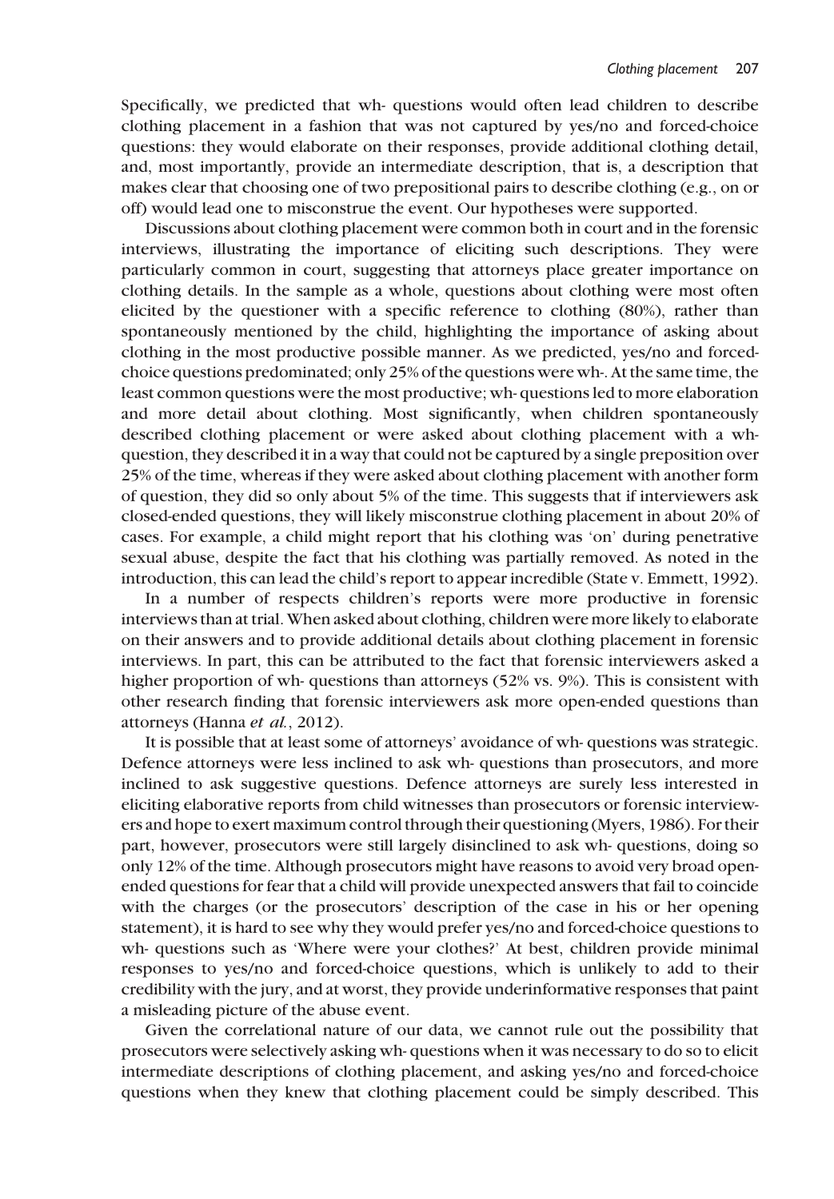Specifically, we predicted that wh- questions would often lead children to describe clothing placement in a fashion that was not captured by yes/no and forced-choice questions: they would elaborate on their responses, provide additional clothing detail, and, most importantly, provide an intermediate description, that is, a description that makes clear that choosing one of two prepositional pairs to describe clothing (e.g., on or off) would lead one to misconstrue the event. Our hypotheses were supported.

Discussions about clothing placement were common both in court and in the forensic interviews, illustrating the importance of eliciting such descriptions. They were particularly common in court, suggesting that attorneys place greater importance on clothing details. In the sample as a whole, questions about clothing were most often elicited by the questioner with a specific reference to clothing (80%), rather than spontaneously mentioned by the child, highlighting the importance of asking about clothing in the most productive possible manner. As we predicted, yes/no and forced-choice questions predominated; only 25% of the questions were wh-. At the same time, the least common questions were the most productive; wh- questions led to more elaboration and more detail about clothing. Most significantly, when children spontaneously described clothing placement or were asked about clothing placement with a wh- question, they described it in a way that could not be captured by a single preposition over 25% of the time, whereas if they were asked about clothing placement with another form of question, they did so only about 5% of the time. This suggests that if interviewers ask closed-ended questions, they will likely misconstrue clothing placement in about 20% of cases. For example, a child might report that his clothing was 'on' during penetrative sexual abuse, despite the fact that his clothing was partially removed. As noted in the introduction, this can lead the child's report to appear incredible (State v. Emmett, 1992).

In a number of respects children's reports were more productive in forensic interviews than at trial. When asked about clothing, children were more likely to elaborate on their answers and to provide additional details about clothing placement in forensic interviews. In part, this can be attributed to the fact that forensic interviewers asked a higher proportion of wh- questions than attorneys (52% vs. 9%). This is consistent with other research finding that forensic interviewers ask more open-ended questions than attorneys (Hanna *et al.*, 2012).

It is possible that at least some of attorneys' avoidance of wh- questions was strategic. Defence attorneys were less inclined to ask wh- questions than prosecutors, and more inclined to ask suggestive questions. Defence attorneys are surely less interested in eliciting elaborative reports from child witnesses than prosecutors or forensic interviewers and hope to exert maximum control through their questioning (Myers, 1986). For their part, however, prosecutors were still largely disinclined to ask wh- questions, doing so only 12% of the time. Although prosecutors might have reasons to avoid very broad open-ended questions for fear that a child will provide unexpected answers that fail to coincide with the charges (or the prosecutors' description of the case in his or her opening statement), it is hard to see why they would prefer yes/no and forced-choice questions to wh- questions such as 'Where were your clothes?' At best, children provide minimal responses to yes/no and forced-choice questions, which is unlikely to add to their credibility with the jury, and at worst, they provide underinformative responses that paint a misleading picture of the abuse event.

Given the correlational nature of our data, we cannot rule out the possibility that prosecutors were selectively asking wh- questions when it was necessary to do so to elicit intermediate descriptions of clothing placement, and asking yes/no and forced-choice questions when they knew that clothing placement could be simply described. This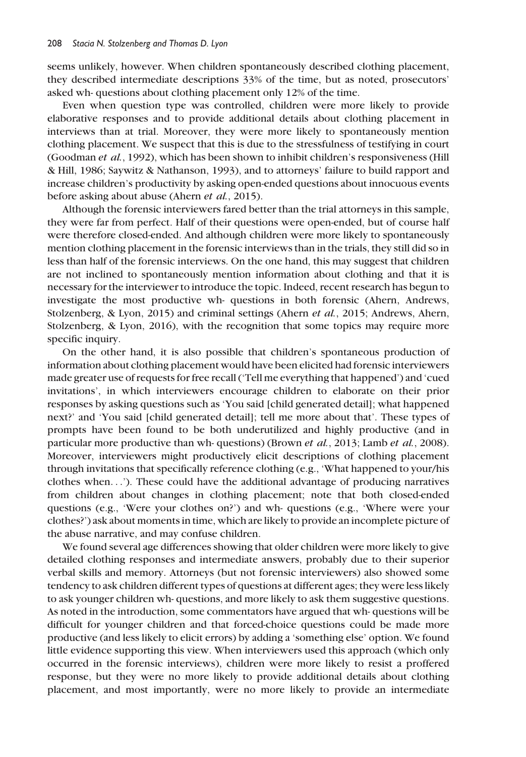seems unlikely, however. When children spontaneously described clothing placement, they described intermediate descriptions 33% of the time, but as noted, prosecutors' asked wh- questions about clothing placement only 12% of the time.

Even when question type was controlled, children were more likely to provide elaborative responses and to provide additional details about clothing placement in interviews than at trial. Moreover, they were more likely to spontaneously mention clothing placement. We suspect that this is due to the stressfulness of testifying in court (Goodman *et al.*, 1992), which has been shown to inhibit children's responsiveness (Hill & Hill, 1986; Saywitz & Nathanson, 1993), and to attorneys' failure to build rapport and increase children's productivity by asking open-ended questions about innocuous events before asking about abuse (Ahern *et al.*, 2015).

Although the forensic interviewers fared better than the trial attorneys in this sample, they were far from perfect. Half of their questions were open-ended, but of course half were therefore closed-ended. And although children were more likely to spontaneously mention clothing placement in the forensic interviews than in the trials, they still did so in less than half of the forensic interviews. On the one hand, this may suggest that children are not inclined to spontaneously mention information about clothing and that it is necessary for the interviewer to introduce the topic. Indeed, recent research has begun to investigate the most productive wh- questions in both forensic (Ahern, Andrews, Stolzenberg, & Lyon, 2015) and criminal settings (Ahern *et al.*, 2015; Andrews, Ahern, Stolzenberg, & Lyon, 2016), with the recognition that some topics may require more specific inquiry.

On the other hand, it is also possible that children's spontaneous production of information about clothing placement would have been elicited had forensic interviewers made greater use of requests for free recall ('Tell me everything that happened') and 'cued invitations', in which interviewers encourage children to elaborate on their prior responses by asking questions such as 'You said [child generated detail]; what happened next?' and 'You said [child generated detail]; tell me more about that'. These types of prompts have been found to be both underutilized and highly productive (and in particular more productive than wh- questions) (Brown *et al.*, 2013; Lamb *et al.*, 2008). Moreover, interviewers might productively elicit descriptions of clothing placement through invitations that specifically reference clothing (e.g., 'What happened to your/his clothes when...'). These could have the additional advantage of producing narratives from children about changes in clothing placement; note that both closed-ended questions (e.g., 'Were your clothes on?') and wh- questions (e.g., 'Where were your clothes?') ask about moments in time, which are likely to provide an incomplete picture of the abuse narrative, and may confuse children.

We found several age differences showing that older children were more likely to give detailed clothing responses and intermediate answers, probably due to their superior verbal skills and memory. Attorneys (but not forensic interviewers) also showed some tendency to ask children different types of questions at different ages; they were less likely to ask younger children wh- questions, and more likely to ask them suggestive questions. As noted in the introduction, some commentators have argued that wh- questions will be difficult for younger children and that forced-choice questions could be made more productive (and less likely to elicit errors) by adding a 'something else' option. We found little evidence supporting this view. When interviewers used this approach (which only occurred in the forensic interviews), children were more likely to resist a proffered response, but they were no more likely to provide additional details about clothing placement, and most importantly, were no more likely to provide an intermediate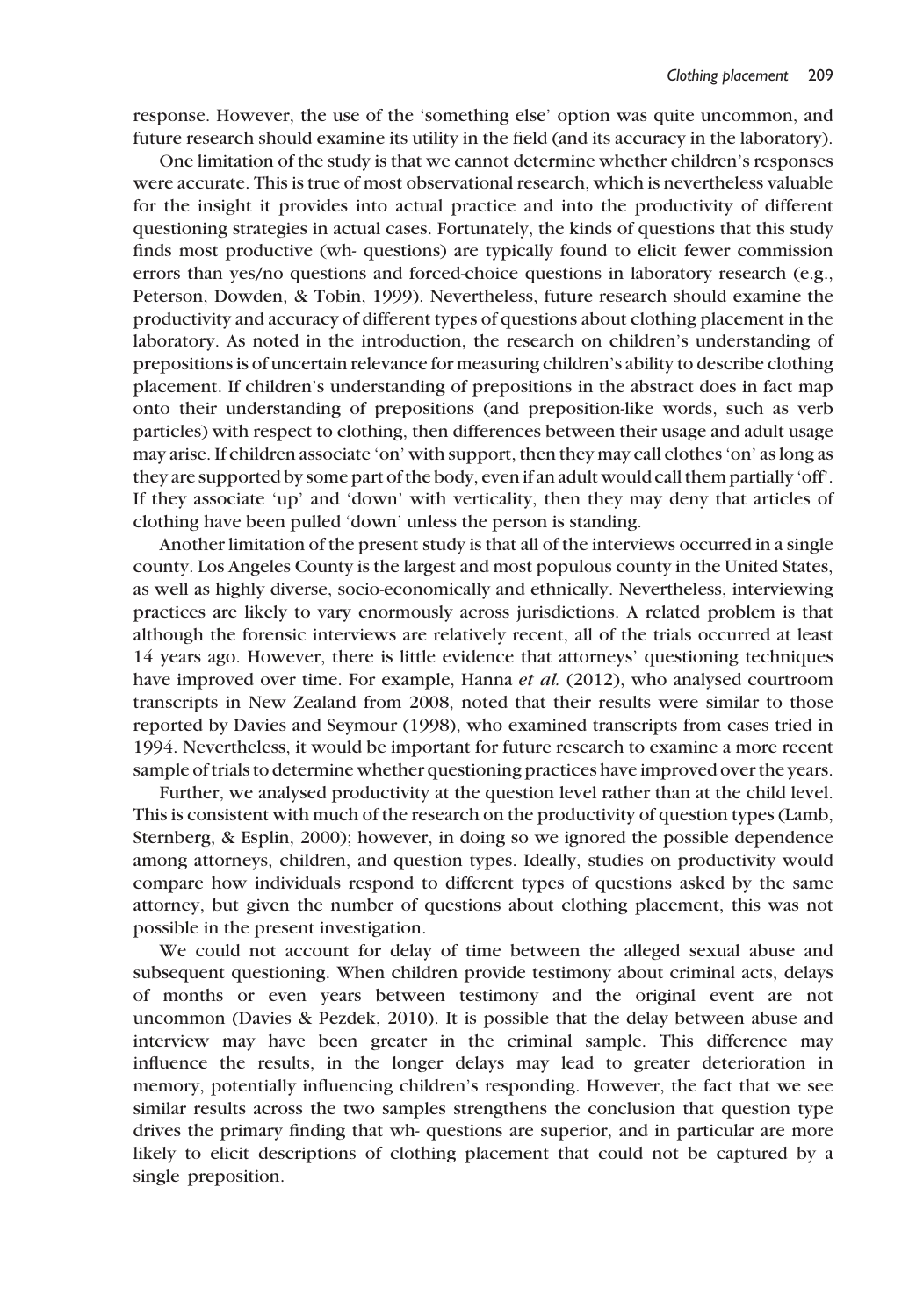response. However, the use of the 'something else' option was quite uncommon, and future research should examine its utility in the field (and its accuracy in the laboratory).

One limitation of the study is that we cannot determine whether children's responses were accurate. This is true of most observational research, which is nevertheless valuable for the insight it provides into actual practice and into the productivity of different questioning strategies in actual cases. Fortunately, the kinds of questions that this study finds most productive (wh- questions) are typically found to elicit fewer commission errors than yes/no questions and forced-choice questions in laboratory research (e.g., Peterson, Dowden, & Tobin, 1999). Nevertheless, future research should examine the productivity and accuracy of different types of questions about clothing placement in the laboratory. As noted in the introduction, the research on children's understanding of prepositions is of uncertain relevance for measuring children's ability to describe clothing placement. If children's understanding of prepositions in the abstract does in fact map onto their understanding of prepositions (and preposition-like words, such as verb particles) with respect to clothing, then differences between their usage and adult usage may arise. If children associate 'on' with support, then they may call clothes 'on' as long as they are supported by some part of the body, even if an adult would call them partially 'off'. If they associate 'up' and 'down' with verticality, then they may deny that articles of clothing have been pulled 'down' unless the person is standing.

Another limitation of the present study is that all of the interviews occurred in a single county. Los Angeles County is the largest and most populous county in the United States, as well as highly diverse, socio-economically and ethnically. Nevertheless, interviewing practices are likely to vary enormously across jurisdictions. A related problem is that although the forensic interviews are relatively recent, all of the trials occurred at least 14 years ago. However, there is little evidence that attorneys' questioning techniques have improved over time. For example, Hanna *et al.* (2012), who analysed courtroom transcripts in New Zealand from 2008, noted that their results were similar to those reported by Davies and Seymour (1998), who examined transcripts from cases tried in 1994. Nevertheless, it would be important for future research to examine a more recent sample of trials to determine whether questioning practices have improved over the years.

Further, we analysed productivity at the question level rather than at the child level. This is consistent with much of the research on the productivity of question types (Lamb, Sternberg, & Esplin, 2000); however, in doing so we ignored the possible dependence among attorneys, children, and question types. Ideally, studies on productivity would compare how individuals respond to different types of questions asked by the same attorney, but given the number of questions about clothing placement, this was not possible in the present investigation.

We could not account for delay of time between the alleged sexual abuse and subsequent questioning. When children provide testimony about criminal acts, delays of months or even years between testimony and the original event are not uncommon (Davies & Pezdek, 2010). It is possible that the delay between abuse and interview may have been greater in the criminal sample. This difference may influence the results, in the longer delays may lead to greater deterioration in memory, potentially influencing children's responding. However, the fact that we see similar results across the two samples strengthens the conclusion that question type drives the primary finding that wh- questions are superior, and in particular are more likely to elicit descriptions of clothing placement that could not be captured by a single preposition.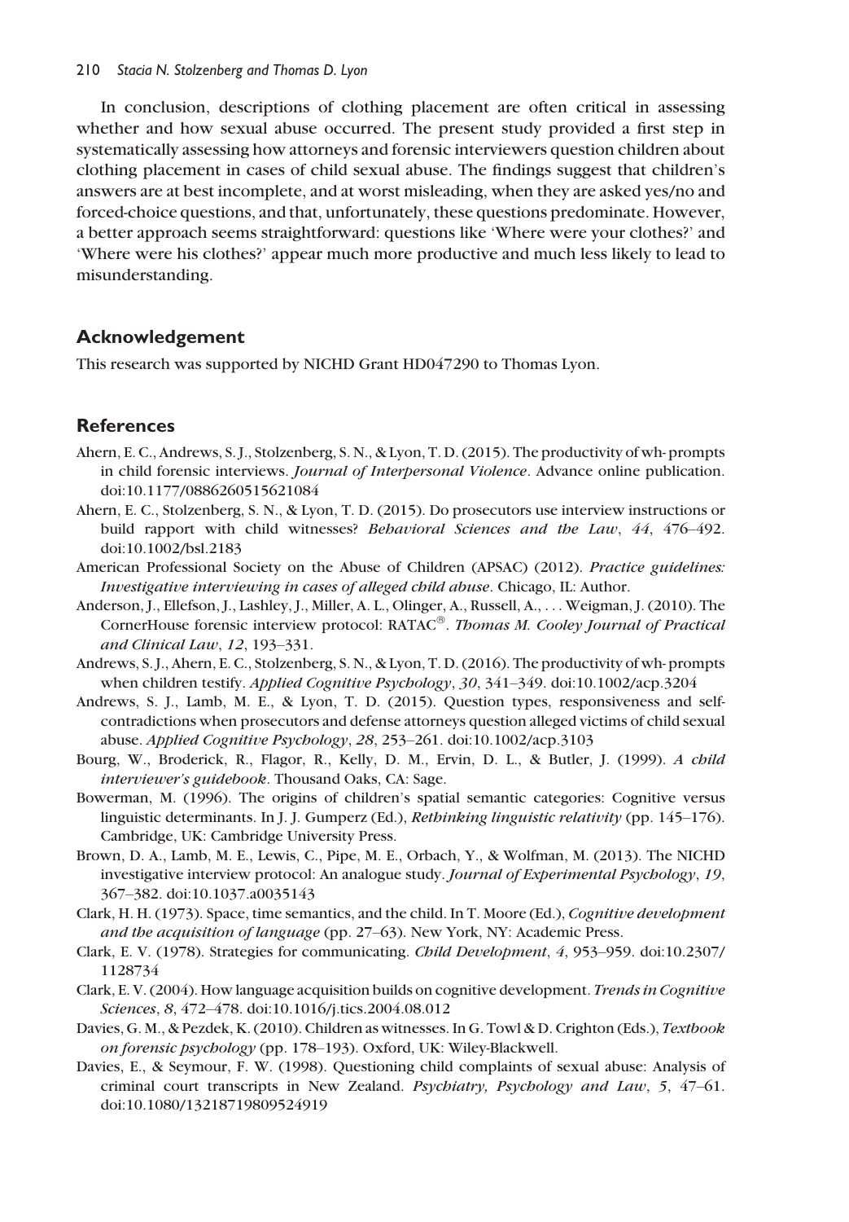In conclusion, descriptions of clothing placement are often critical in assessing whether and how sexual abuse occurred. The present study provided a first step in systematically assessing how attorneys and forensic interviewers question children about clothing placement in cases of child sexual abuse. The findings suggest that children's answers are at best incomplete, and at worst misleading, when they are asked yes/no and forced-choice questions, and that, unfortunately, these questions predominate. However, a better approach seems straightforward: questions like 'Where were your clothes?' and 'Where were his clothes?' appear much more productive and much less likely to lead to misunderstanding.

## Acknowledgement

This research was supported by NICHD Grant HD047290 to Thomas Lyon.

## References

Ahern, E. C., Andrews, S. J., Stolzenberg, S. N., & Lyon, T. D. (2015). The productivity of wh- prompts in child forensic interviews. *Journal of Interpersonal Violence*. Advance online publication. doi:10.1177/0886260515621084

Ahern, E. C., Stolzenberg, S. N., & Lyon, T. D. (2015). Do prosecutors use interview instructions or build rapport with child witnesses? *Behavioral Sciences and the Law*, *44*, 476–492. doi:10.1002/bsl.2183

American Professional Society on the Abuse of Children (APSAC) (2012). *Practice guidelines: Investigative interviewing in cases of alleged child abuse*. Chicago, IL: Author.

Anderson, J., Ellefson, J., Lashley, J., Miller, A. L., Olinger, A., Russell, A., . . . Weigman, J. (2010). The CornerHouse forensic interview protocol: RATAC®. *Thomas M. Cooley Journal of Practical and Clinical Law*, *12*, 193–331.

Andrews, S. J., Ahern, E. C., Stolzenberg, S. N., & Lyon, T. D. (2016). The productivity of wh- prompts when children testify. *Applied Cognitive Psychology*, *30*, 341–349. doi:10.1002/acp.3204

Andrews, S. J., Lamb, M. E., & Lyon, T. D. (2015). Question types, responsiveness and self-contradictions when prosecutors and defense attorneys question alleged victims of child sexual abuse. *Applied Cognitive Psychology*, *28*, 253–261. doi:10.1002/acp.3103

Bourg, W., Broderick, R., Flagor, R., Kelly, D. M., Ervin, D. L., & Butler, J. (1999). *A child interviewer's guidebook*. Thousand Oaks, CA: Sage.

Bowerman, M. (1996). The origins of children's spatial semantic categories: Cognitive versus linguistic determinants. In J. J. Gumperz (Ed.), *Rethinking linguistic relativity* (pp. 145–176). Cambridge, UK: Cambridge University Press.

Brown, D. A., Lamb, M. E., Lewis, C., Pipe, M. E., Orbach, Y., & Wolfman, M. (2013). The NICHD investigative interview protocol: An analogue study. *Journal of Experimental Psychology*, *19*, 367–382. doi:10.1037.a0035143

Clark, H. H. (1973). Space, time semantics, and the child. In T. Moore (Ed.), *Cognitive development and the acquisition of language* (pp. 27–63). New York, NY: Academic Press.

Clark, E. V. (1978). Strategies for communicating. *Child Development*, *4*, 953–959. doi:10.2307/1128734

Clark, E. V. (2004). How language acquisition builds on cognitive development. *Trends in Cognitive Sciences*, *8*, 472–478. doi:10.1016/j.tics.2004.08.012

Davies, G. M., & Pezdek, K. (2010). Children as witnesses. In G. Towl & D. Crighton (Eds.), *Textbook on forensic psychology* (pp. 178–193). Oxford, UK: Wiley-Blackwell.

Davies, E., & Seymour, F. W. (1998). Questioning child complaints of sexual abuse: Analysis of criminal court transcripts in New Zealand. *Psychiatry, Psychology and Law*, *5*, 47–61. doi:10.1080/13218719809524919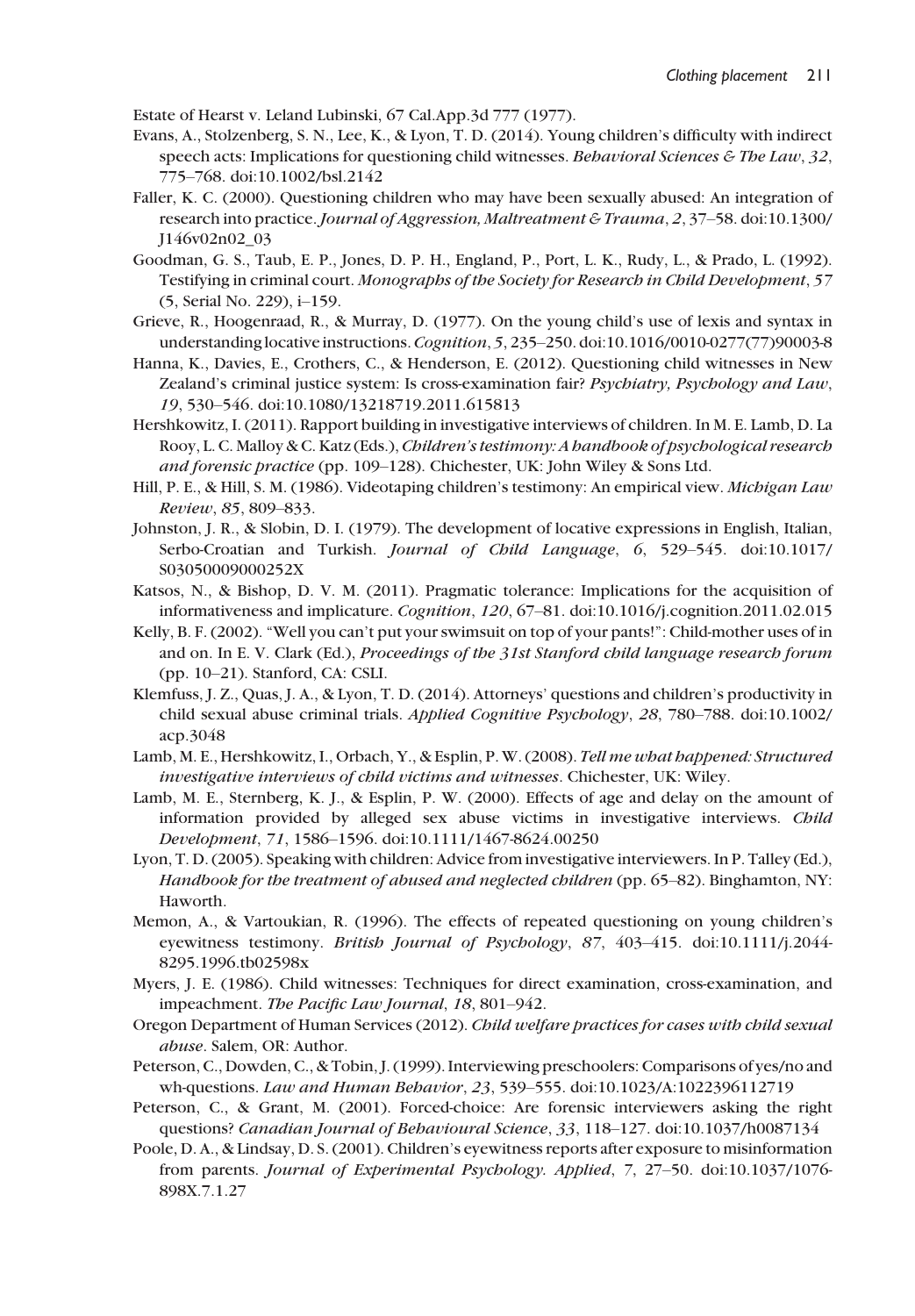Estate of Hearst v. Leland Lubinski, 67 Cal.App.3d 777 (1977).

Evans, A., Stolzenberg, S. N., Lee, K., & Lyon, T. D. (2014). Young children's difficulty with indirect speech acts: Implications for questioning child witnesses. *Behavioral Sciences & The Law*, *32*, 775–768. doi:10.1002/bsl.2142

Faller, K. C. (2000). Questioning children who may have been sexually abused: An integration of research into practice. *Journal of Aggression, Maltreatment & Trauma*, *2*, 37–58. doi:10.1300/J146v02n02_03

Goodman, G. S., Taub, E. P., Jones, D. P. H., England, P., Port, L. K., Rudy, L., & Prado, L. (1992). Testifying in criminal court. *Monographs of the Society for Research in Child Development*, *57* (5, Serial No. 229), i–159.

Grieve, R., Hoogenraad, R., & Murray, D. (1977). On the young child's use of lexis and syntax in understanding locative instructions. *Cognition*, *5*, 235–250. doi:10.1016/0010-0277(77)90003-8

Hanna, K., Davies, E., Crothers, C., & Henderson, E. (2012). Questioning child witnesses in New Zealand's criminal justice system: Is cross-examination fair? *Psychiatry, Psychology and Law*, *19*, 530–546. doi:10.1080/13218719.2011.615813

Hershkowitz, I. (2011). Rapport building in investigative interviews of children. In M. E. Lamb, D. La Rooy, L. C. Malloy & C. Katz (Eds.), *Children's testimony: A handbook of psychological research and forensic practice* (pp. 109–128). Chichester, UK: John Wiley & Sons Ltd.

Hill, P. E., & Hill, S. M. (1986). Videotaping children's testimony: An empirical view. *Michigan Law Review*, *85*, 809–833.

Johnston, J. R., & Slobin, D. I. (1979). The development of locative expressions in English, Italian, Serbo-Croatian and Turkish. *Journal of Child Language*, *6*, 529–545. doi:10.1017/S030500090000252X

Katsos, N., & Bishop, D. V. M. (2011). Pragmatic tolerance: Implications for the acquisition of informativeness and implicature. *Cognition*, *120*, 67–81. doi:10.1016/j.cognition.2011.02.015

Kelly, B. F. (2002). "Well you can't put your swimsuit on top of your pants!": Child-mother uses of in and on. In E. V. Clark (Ed.), *Proceedings of the 31st Stanford child language research forum* (pp. 10–21). Stanford, CA: CSLI.

Klemfuss, J. Z., Quas, J. A., & Lyon, T. D. (2014). Attorneys' questions and children's productivity in child sexual abuse criminal trials. *Applied Cognitive Psychology*, *28*, 780–788. doi:10.1002/acp.3048

Lamb, M. E., Hershkowitz, I., Orbach, Y., & Esplin, P. W. (2008). *Tell me what happened: Structured investigative interviews of child victims and witnesses*. Chichester, UK: Wiley.

Lamb, M. E., Sternberg, K. J., & Esplin, P. W. (2000). Effects of age and delay on the amount of information provided by alleged sex abuse victims in investigative interviews. *Child Development*, *71*, 1586–1596. doi:10.1111/1467-8624.00250

Lyon, T. D. (2005). Speaking with children: Advice from investigative interviewers. In P. Talley (Ed.), *Handbook for the treatment of abused and neglected children* (pp. 65–82). Binghamton, NY: Haworth.

Memon, A., & Vartoukian, R. (1996). The effects of repeated questioning on young children's eyewitness testimony. *British Journal of Psychology*, *87*, 403–415. doi:10.1111/j.2044-8295.1996.tb02598x

Myers, J. E. (1986). Child witnesses: Techniques for direct examination, cross-examination, and impeachment. *The Pacific Law Journal*, *18*, 801–942.

Oregon Department of Human Services (2012). *Child welfare practices for cases with child sexual abuse*. Salem, OR: Author.

Peterson, C., Dowden, C., & Tobin, J. (1999). Interviewing preschoolers: Comparisons of yes/no and wh-questions. *Law and Human Behavior*, *23*, 539–555. doi:10.1023/A:1022396112719

Peterson, C., & Grant, M. (2001). Forced-choice: Are forensic interviewers asking the right questions? *Canadian Journal of Behavioural Science*, *33*, 118–127. doi:10.1037/h0087134

Poole, D. A., & Lindsay, D. S. (2001). Children's eyewitness reports after exposure to misinformation from parents. *Journal of Experimental Psychology. Applied*, *7*, 27–50. doi:10.1037/1076-898X.7.1.27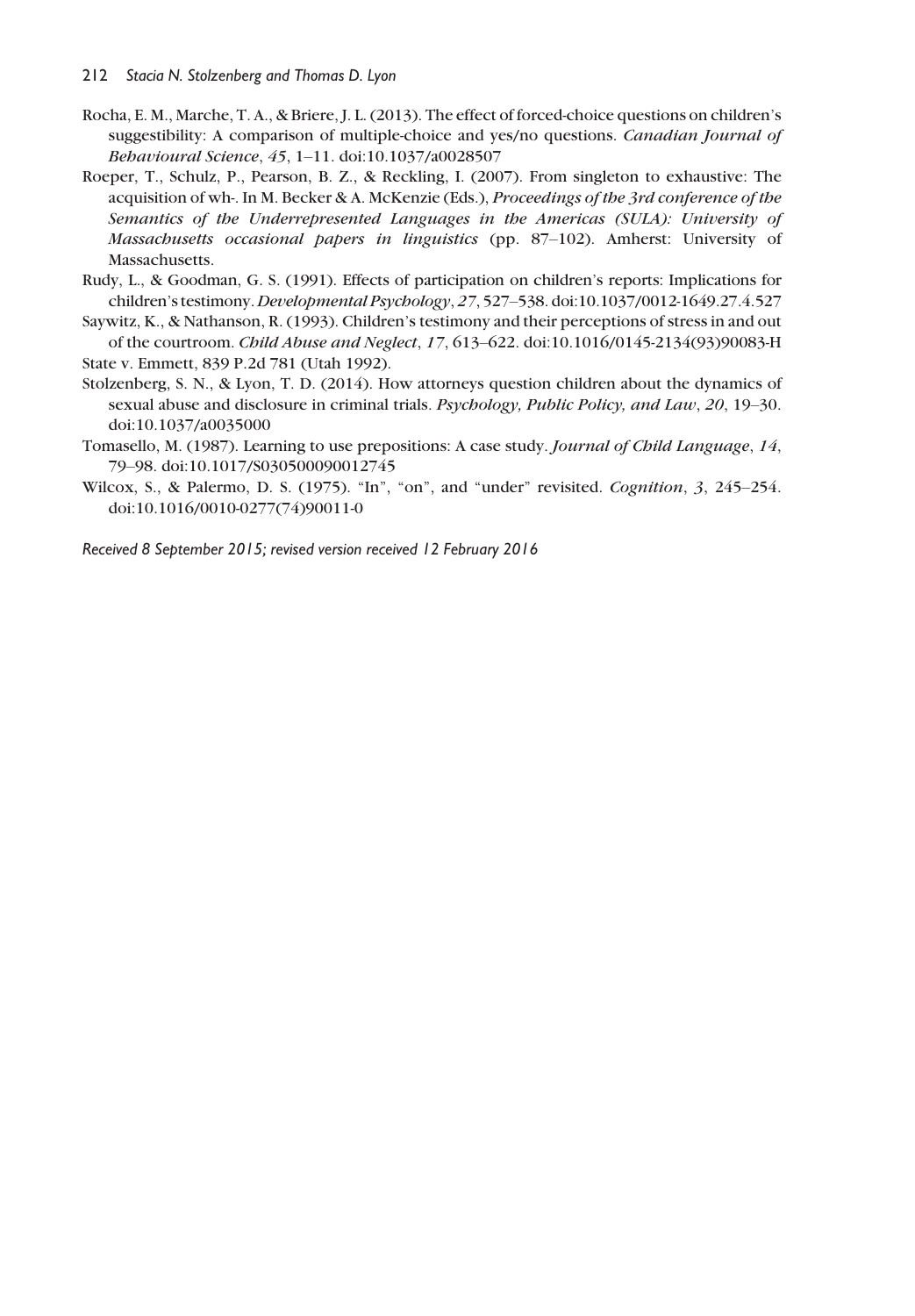Rocha, E. M., Marche, T. A., & Briere, J. L. (2013). The effect of forced-choice questions on children's suggestibility: A comparison of multiple-choice and yes/no questions. *Canadian Journal of Behavioural Science*, *45*, 1–11. doi:10.1037/a0028507

Roeper, T., Schulz, P., Pearson, B. Z., & Reckling, I. (2007). From singleton to exhaustive: The acquisition of wh-. In M. Becker & A. McKenzie (Eds.), *Proceedings of the 3rd conference of the Semantics of the Underrepresented Languages in the Americas (SULA): University of Massachusetts occasional papers in linguistics* (pp. 87–102). Amherst: University of Massachusetts.

Rudy, L., & Goodman, G. S. (1991). Effects of participation on children's reports: Implications for children's testimony. *Developmental Psychology*, *27*, 527–538. doi:10.1037/0012-1649.27.4.527

Saywitz, K., & Nathanson, R. (1993). Children's testimony and their perceptions of stress in and out of the courtroom. *Child Abuse and Neglect*, *17*, 613–622. doi:10.1016/0145-2134(93)90083-H

State v. Emmett, 839 P.2d 781 (Utah 1992).

Stolzenberg, S. N., & Lyon, T. D. (2014). How attorneys question children about the dynamics of sexual abuse and disclosure in criminal trials. *Psychology, Public Policy, and Law*, *20*, 19–30. doi:10.1037/a0035000

Tomasello, M. (1987). Learning to use prepositions: A case study. *Journal of Child Language*, *14*, 79–98. doi:10.1017/S030500090012745

Wilcox, S., & Palermo, D. S. (1975). "In", "on", and "under" revisited. *Cognition*, *3*, 245–254. doi:10.1016/0010-0277(74)90011-0

*Received 8 September 2015; revised version received 12 February 2016*